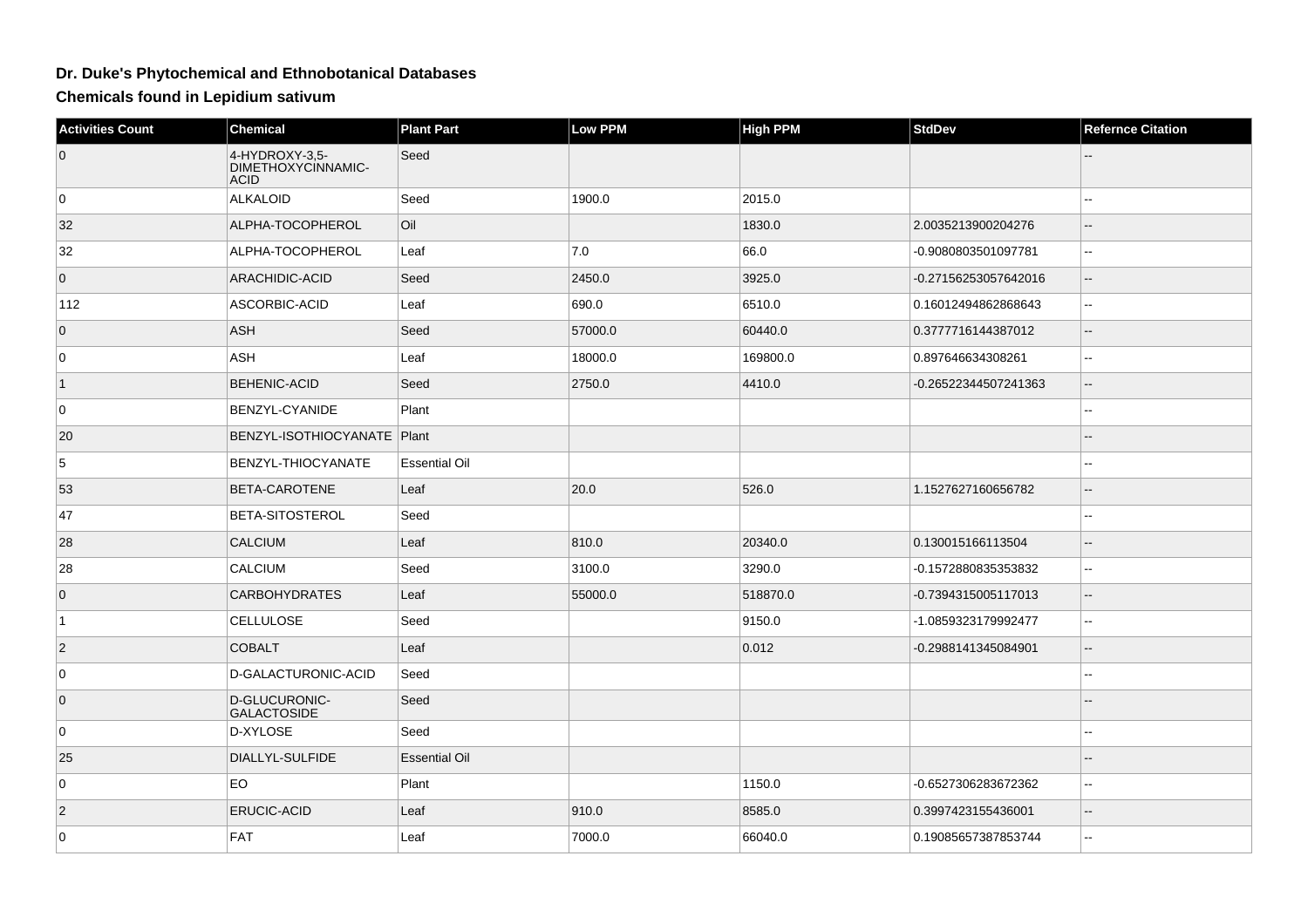# Dr. Duke's Phytochemical and Ethnobotanical Databases

## Chemicals found in Lepidium sativum

| Activities Count | Chemical | Plant Part | Low PPM | High PPM | StdDev | Refernce Citation |
|---|---|---|---|---|---|---|
| 0 | 4-HYDROXY-3,5-DIMETHOXYCINNAMIC-ACID | Seed | | | | -- |
| 0 | ALKALOID | Seed | 1900.0 | 2015.0 | | -- |
| 32 | ALPHA-TOCOPHEROL | Oil | | 1830.0 | 2.0035213900204276 | -- |
| 32 | ALPHA-TOCOPHEROL | Leaf | 7.0 | 66.0 | -0.9080803501097781 | -- |
| 0 | ARACHIDIC-ACID | Seed | 2450.0 | 3925.0 | -0.27156253057642016 | -- |
| 112 | ASCORBIC-ACID | Leaf | 690.0 | 6510.0 | 0.16012494862868643 | -- |
| 0 | ASH | Seed | 57000.0 | 60440.0 | 0.3777716144387012 | -- |
| 0 | ASH | Leaf | 18000.0 | 169800.0 | 0.897646634308261 | -- |
| 1 | BEHENIC-ACID | Seed | 2750.0 | 4410.0 | -0.26522344507241363 | -- |
| 0 | BENZYL-CYANIDE | Plant | | | | -- |
| 20 | BENZYL-ISOTHIOCYANATE | Plant | | | | -- |
| 5 | BENZYL-THIOCYANATE | Essential Oil | | | | -- |
| 53 | BETA-CAROTENE | Leaf | 20.0 | 526.0 | 1.1527627160656782 | -- |
| 47 | BETA-SITOSTEROL | Seed | | | | -- |
| 28 | CALCIUM | Leaf | 810.0 | 20340.0 | 0.130015166113504 | -- |
| 28 | CALCIUM | Seed | 3100.0 | 3290.0 | -0.1572880835353832 | -- |
| 0 | CARBOHYDRATES | Leaf | 55000.0 | 518870.0 | -0.7394315005117013 | -- |
| 1 | CELLULOSE | Seed | | 9150.0 | -1.0859323179992477 | -- |
| 2 | COBALT | Leaf | | 0.012 | -0.2988141345084901 | -- |
| 0 | D-GALACTURONIC-ACID | Seed | | | | -- |
| 0 | D-GLUCURONIC-GALACTOSIDE | Seed | | | | -- |
| 0 | D-XYLOSE | Seed | | | | -- |
| 25 | DIALLYL-SULFIDE | Essential Oil | | | | -- |
| 0 | EO | Plant | | 1150.0 | -0.6527306283672362 | -- |
| 2 | ERUCIC-ACID | Leaf | 910.0 | 8585.0 | 0.3997423155436001 | -- |
| 0 | FAT | Leaf | 7000.0 | 66040.0 | 0.19085657387853744 | -- |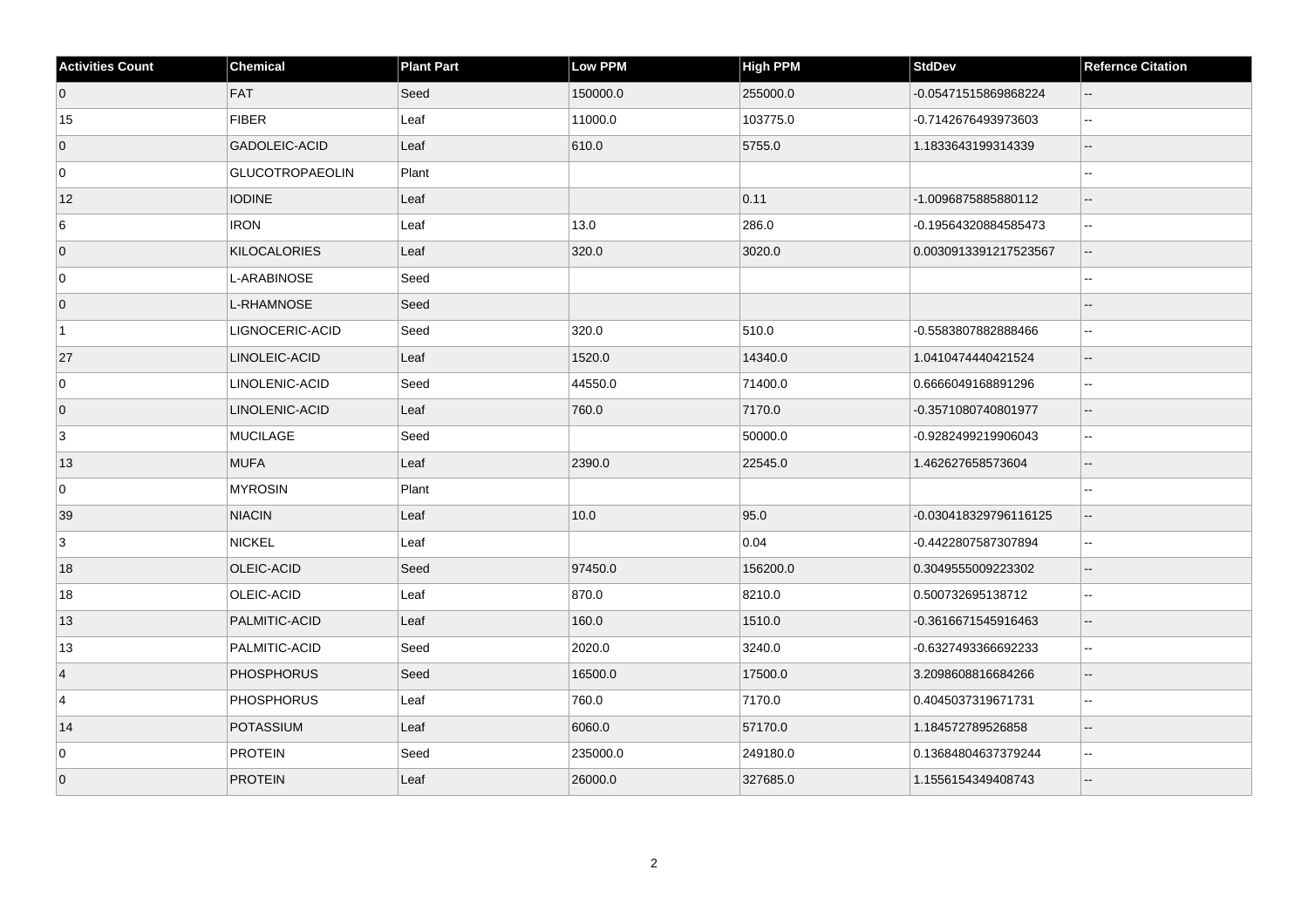| Activities Count | Chemical | Plant Part | Low PPM | High PPM | StdDev | Refernce Citation |
| --- | --- | --- | --- | --- | --- | --- |
| 0 | FAT | Seed | 150000.0 | 255000.0 | -0.05471515869868224 | -- |
| 15 | FIBER | Leaf | 11000.0 | 103775.0 | -0.7142676493973603 | -- |
| 0 | GADOLEIC-ACID | Leaf | 610.0 | 5755.0 | 1.1833643199314339 | -- |
| 0 | GLUCOTROPAEOLIN | Plant | | | | -- |
| 12 | IODINE | Leaf | | 0.11 | -1.0096875885880112 | -- |
| 6 | IRON | Leaf | 13.0 | 286.0 | -0.19564320884585473 | -- |
| 0 | KILOCALORIES | Leaf | 320.0 | 3020.0 | 0.0030913391217523567 | -- |
| 0 | L-ARABINOSE | Seed | | | | -- |
| 0 | L-RHAMNOSE | Seed | | | | -- |
| 1 | LIGNOCERIC-ACID | Seed | 320.0 | 510.0 | -0.5583807882888466 | -- |
| 27 | LINOLEIC-ACID | Leaf | 1520.0 | 14340.0 | 1.0410474440421524 | -- |
| 0 | LINOLENIC-ACID | Seed | 44550.0 | 71400.0 | 0.6666049168891296 | -- |
| 0 | LINOLENIC-ACID | Leaf | 760.0 | 7170.0 | -0.3571080740801977 | -- |
| 3 | MUCILAGE | Seed | | 50000.0 | -0.9282499219906043 | -- |
| 13 | MUFA | Leaf | 2390.0 | 22545.0 | 1.462627658573604 | -- |
| 0 | MYROSIN | Plant | | | | -- |
| 39 | NIACIN | Leaf | 10.0 | 95.0 | -0.030418329796116125 | -- |
| 3 | NICKEL | Leaf | | 0.04 | -0.4422807587307894 | -- |
| 18 | OLEIC-ACID | Seed | 97450.0 | 156200.0 | 0.3049555009223302 | -- |
| 18 | OLEIC-ACID | Leaf | 870.0 | 8210.0 | 0.500732695138712 | -- |
| 13 | PALMITIC-ACID | Leaf | 160.0 | 1510.0 | -0.3616671545916463 | -- |
| 13 | PALMITIC-ACID | Seed | 2020.0 | 3240.0 | -0.6327493366692233 | -- |
| 4 | PHOSPHORUS | Seed | 16500.0 | 17500.0 | 3.2098608816684266 | -- |
| 4 | PHOSPHORUS | Leaf | 760.0 | 7170.0 | 0.4045037319671731 | -- |
| 14 | POTASSIUM | Leaf | 6060.0 | 57170.0 | 1.184572789526858 | -- |
| 0 | PROTEIN | Seed | 235000.0 | 249180.0 | 0.13684804637379244 | -- |
| 0 | PROTEIN | Leaf | 26000.0 | 327685.0 | 1.1556154349408743 | -- |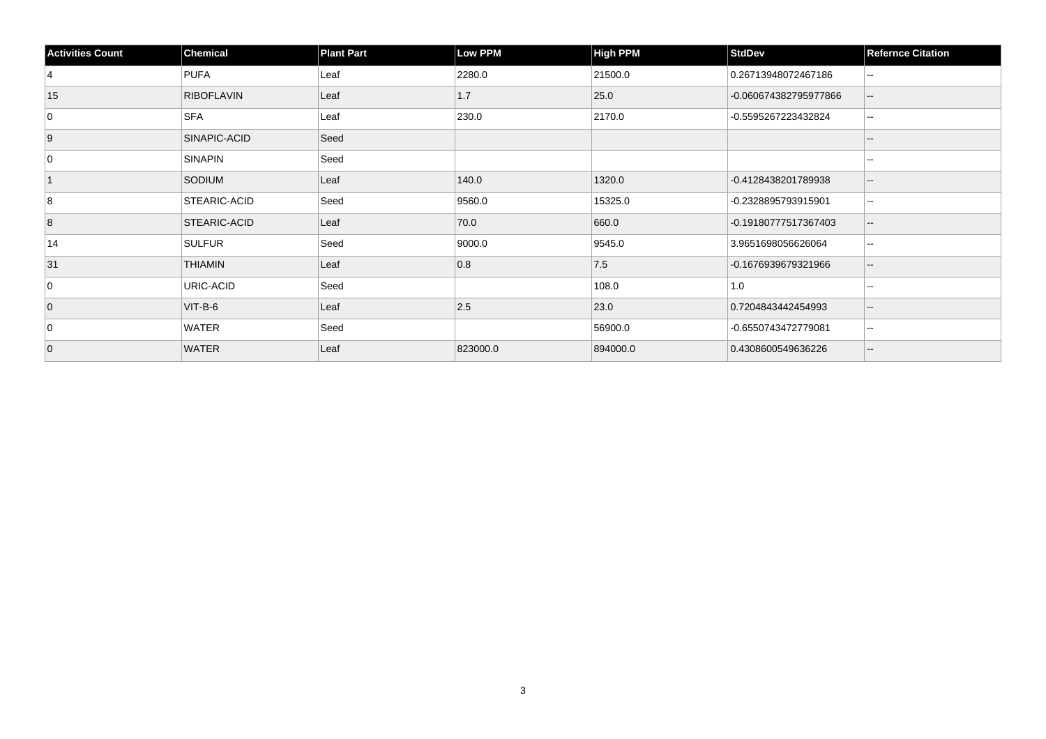| Activities Count | Chemical | Plant Part | Low PPM | High PPM | StdDev | Refernce Citation |
| --- | --- | --- | --- | --- | --- | --- |
| 4 | PUFA | Leaf | 2280.0 | 21500.0 | 0.26713948072467186 | -- |
| 15 | RIBOFLAVIN | Leaf | 1.7 | 25.0 | -0.060674382795977866 | -- |
| 0 | SFA | Leaf | 230.0 | 2170.0 | -0.5595267223432824 | -- |
| 9 | SINAPIC-ACID | Seed | | | | -- |
| 0 | SINAPIN | Seed | | | | -- |
| 1 | SODIUM | Leaf | 140.0 | 1320.0 | -0.4128438201789938 | -- |
| 8 | STEARIC-ACID | Seed | 9560.0 | 15325.0 | -0.2328895793915901 | -- |
| 8 | STEARIC-ACID | Leaf | 70.0 | 660.0 | -0.19180777517367403 | -- |
| 14 | SULFUR | Seed | 9000.0 | 9545.0 | 3.9651698056626064 | -- |
| 31 | THIAMIN | Leaf | 0.8 | 7.5 | -0.1676939679321966 | -- |
| 0 | URIC-ACID | Seed | | 108.0 | 1.0 | -- |
| 0 | VIT-B-6 | Leaf | 2.5 | 23.0 | 0.7204843442454993 | -- |
| 0 | WATER | Seed | | 56900.0 | -0.6550743472779081 | -- |
| 0 | WATER | Leaf | 823000.0 | 894000.0 | 0.4308600549636226 | -- |